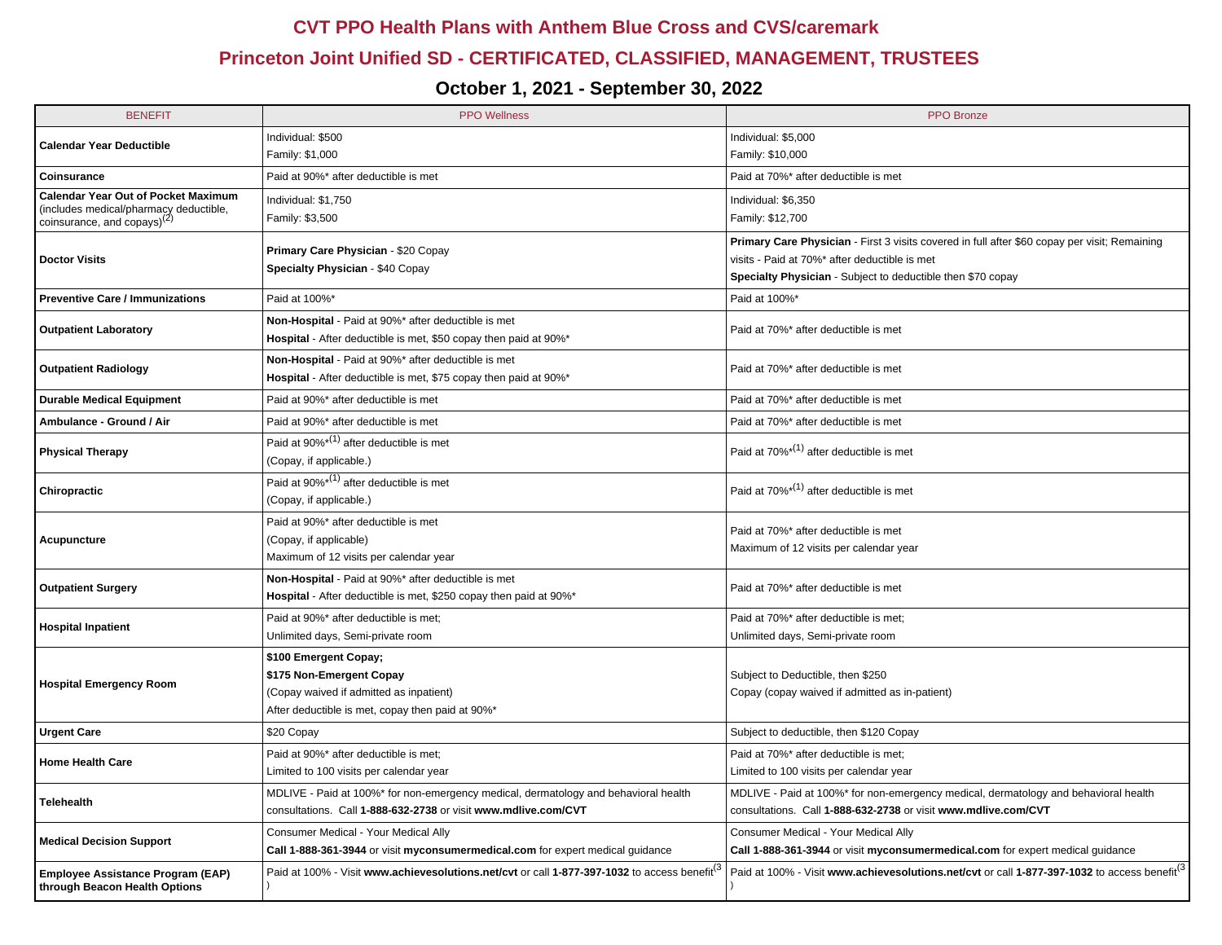# CVT PPO Health Plans with Anthem Blue Cross and CVS/caremark

## Princeton Joint Unified SD - CERTIFICATED, CLASSIFIED, MANAGEMENT, TRUSTEES

### October 1, 2021 - September 30, 2022

| BENEFIT | PPO Wellness | PPO Bronze |
|---|---|---|
| **Calendar Year Deductible** | Individual: $500<br>Family: $1,000 | Individual: $5,000<br>Family: $10,000 |
| **Coinsurance** | Paid at 90%* after deductible is met | Paid at 70%* after deductible is met |
| **Calendar Year Out of Pocket Maximum** (includes medical/pharmacy deductible, coinsurance, and copays)(2) | Individual: $1,750<br>Family: $3,500 | Individual: $6,350<br>Family: $12,700 |
| **Doctor Visits** | **Primary Care Physician** - $20 Copay<br>**Specialty Physician** - $40 Copay | **Primary Care Physician** - First 3 visits covered in full after $60 copay per visit; Remaining visits - Paid at 70%* after deductible is met<br>**Specialty Physician** - Subject to deductible then $70 copay |
| **Preventive Care / Immunizations** | Paid at 100%* | Paid at 100%* |
| **Outpatient Laboratory** | **Non-Hospital** - Paid at 90%* after deductible is met<br>**Hospital** - After deductible is met, $50 copay then paid at 90%* | Paid at 70%* after deductible is met |
| **Outpatient Radiology** | **Non-Hospital** - Paid at 90%* after deductible is met<br>**Hospital** - After deductible is met, $75 copay then paid at 90%* | Paid at 70%* after deductible is met |
| **Durable Medical Equipment** | Paid at 90%* after deductible is met | Paid at 70%* after deductible is met |
| **Ambulance - Ground / Air** | Paid at 90%* after deductible is met | Paid at 70%* after deductible is met |
| **Physical Therapy** | Paid at 90%*(1) after deductible is met<br>(Copay, if applicable.) | Paid at 70%*(1) after deductible is met |
| **Chiropractic** | Paid at 90%*(1) after deductible is met<br>(Copay, if applicable.) | Paid at 70%*(1) after deductible is met |
| **Acupuncture** | Paid at 90%* after deductible is met<br>(Copay, if applicable)<br>Maximum of 12 visits per calendar year | Paid at 70%* after deductible is met<br>Maximum of 12 visits per calendar year |
| **Outpatient Surgery** | **Non-Hospital** - Paid at 90%* after deductible is met<br>**Hospital** - After deductible is met, $250 copay then paid at 90%* | Paid at 70%* after deductible is met |
| **Hospital Inpatient** | Paid at 90%* after deductible is met;<br>Unlimited days, Semi-private room | Paid at 70%* after deductible is met;<br>Unlimited days, Semi-private room |
| **Hospital Emergency Room** | **$100 Emergent Copay;**<br>**$175 Non-Emergent Copay**<br>(Copay waived if admitted as inpatient)<br>After deductible is met, copay then paid at 90%* | Subject to Deductible, then $250<br>Copay (copay waived if admitted as in-patient) |
| **Urgent Care** | $20 Copay | Subject to deductible, then $120 Copay |
| **Home Health Care** | Paid at 90%* after deductible is met;<br>Limited to 100 visits per calendar year | Paid at 70%* after deductible is met;<br>Limited to 100 visits per calendar year |
| **Telehealth** | MDLIVE - Paid at 100%* for non-emergency medical, dermatology and behavioral health consultations. Call **1-888-632-2738** or visit **www.mdlive.com/CVT** | MDLIVE - Paid at 100%* for non-emergency medical, dermatology and behavioral health consultations. Call **1-888-632-2738** or visit **www.mdlive.com/CVT** |
| **Medical Decision Support** | Consumer Medical - Your Medical Ally<br>**Call 1-888-361-3944** or visit **myconsumermedical.com** for expert medical guidance | Consumer Medical - Your Medical Ally<br>**Call 1-888-361-3944** or visit **myconsumermedical.com** for expert medical guidance |
| **Employee Assistance Program (EAP) through Beacon Health Options** | Paid at 100% - Visit **www.achievesolutions.net/cvt** or call **1-877-397-1032** to access benefit(3) | Paid at 100% - Visit **www.achievesolutions.net/cvt** or call **1-877-397-1032** to access benefit(3) |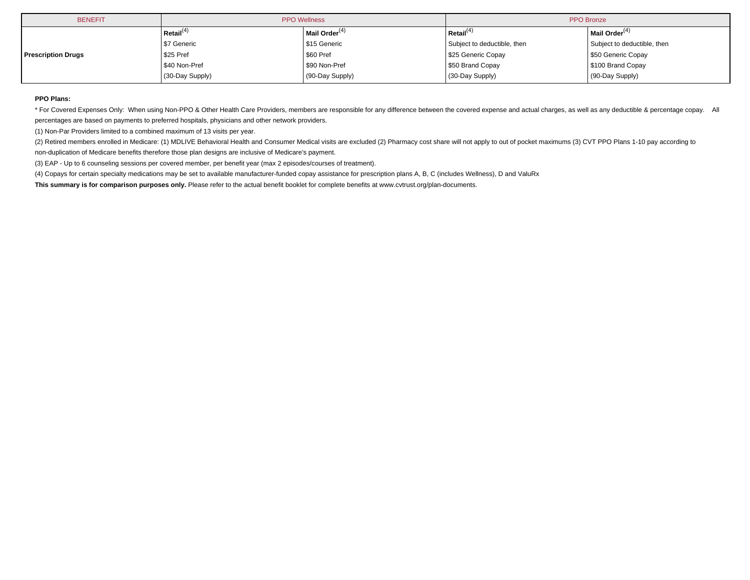| BENEFIT | PPO Wellness | | PPO Bronze | |
|---|---|---|---|---|
| | **Retail**[4] | **Mail Order**[4] | **Retail**[4] | **Mail Order**[4] |
| **Prescription Drugs** | $7 Generic<br>$25 Pref<br>$40 Non-Pref<br>(30-Day Supply) | $15 Generic<br>$60 Pref<br>$90 Non-Pref<br>(90-Day Supply) | Subject to deductible, then<br>$25 Generic Copay<br>$50 Brand Copay<br>(30-Day Supply) | Subject to deductible, then<br>$50 Generic Copay<br>$100 Brand Copay<br>(90-Day Supply) |

**PPO Plans:**

* For Covered Expenses Only: When using Non-PPO & Other Health Care Providers, members are responsible for any difference between the covered expense and actual charges, as well as any deductible & percentage copay. All percentages are based on payments to preferred hospitals, physicians and other network providers.

(1) Non-Par Providers limited to a combined maximum of 13 visits per year.

(2) Retired members enrolled in Medicare: (1) MDLIVE Behavioral Health and Consumer Medical visits are excluded (2) Pharmacy cost share will not apply to out of pocket maximums (3) CVT PPO Plans 1-10 pay according to non-duplication of Medicare benefits therefore those plan designs are inclusive of Medicare's payment.

(3) EAP - Up to 6 counseling sessions per covered member, per benefit year (max 2 episodes/courses of treatment).

(4) Copays for certain specialty medications may be set to available manufacturer-funded copay assistance for prescription plans A, B, C (includes Wellness), D and ValuRx

**This summary is for comparison purposes only.** Please refer to the actual benefit booklet for complete benefits at www.cvtrust.org/plan-documents.